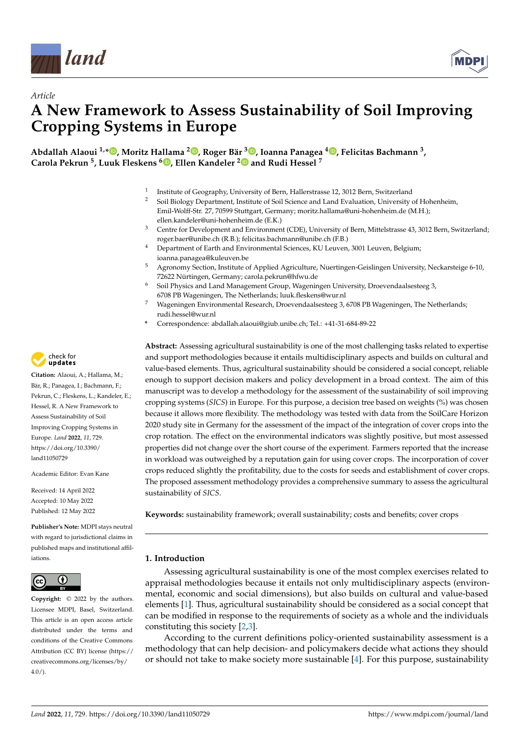*Article*

# A New Framework to Assess Sustainability of Soil Improving Cropping Systems in Europe

**Abdallah Alaoui [1,*], Moritz Hallama [2], Roger Bär [3], Ioanna Panagea [4], Felicitas Bachmann [3], Carola Pekrun [5], Luuk Fleskens [6], Ellen Kandeler [2] and Rudi Hessel [7]**

[1] Institute of Geography, University of Bern, Hallerstrasse 12, 3012 Bern, Switzerland

[2] Soil Biology Department, Institute of Soil Science and Land Evaluation, University of Hohenheim, Emil-Wolff-Str. 27, 70599 Stuttgart, Germany; moritz.hallama@uni-hohenheim.de (M.H.); ellen.kandeler@uni-hohenheim.de (E.K.)

[3] Centre for Development and Environment (CDE), University of Bern, Mittelstrasse 43, 3012 Bern, Switzerland; roger.baer@unibe.ch (R.B.); felicitas.bachmann@unibe.ch (F.B.)

[4] Department of Earth and Environmental Sciences, KU Leuven, 3001 Leuven, Belgium; ioanna.panagea@kuleuven.be

[5] Agronomy Section, Institute of Applied Agriculture, Nuertingen-Geislingen University, Neckarsteige 6-10, 72622 Nürtingen, Germany; carola.pekrun@hfwu.de

[6] Soil Physics and Land Management Group, Wageningen University, Droevendaalsesteeg 3, 6708 PB Wageningen, The Netherlands; luuk.fleskens@wur.nl

[7] Wageningen Environmental Research, Droevendaalsesteeg 3, 6708 PB Wageningen, The Netherlands; rudi.hessel@wur.nl

* Correspondence: abdallah.alaoui@giub.unibe.ch; Tel.: +41-31-684-89-22

**Citation:** Alaoui, A.; Hallama, M.; Bär, R.; Panagea, I.; Bachmann, F.; Pekrun, C.; Fleskens, L.; Kandeler, E.; Hessel, R. A New Framework to Assess Sustainability of Soil Improving Cropping Systems in Europe. *Land* **2022**, *11*, 729. https://doi.org/10.3390/land11050729

Academic Editor: Evan Kane

Received: 14 April 2022
Accepted: 10 May 2022
Published: 12 May 2022

**Publisher's Note:** MDPI stays neutral with regard to jurisdictional claims in published maps and institutional affiliations.

**Copyright:** © 2022 by the authors. Licensee MDPI, Basel, Switzerland. This article is an open access article distributed under the terms and conditions of the Creative Commons Attribution (CC BY) license (https://creativecommons.org/licenses/by/4.0/).

**Abstract:** Assessing agricultural sustainability is one of the most challenging tasks related to expertise and support methodologies because it entails multidisciplinary aspects and builds on cultural and value-based elements. Thus, agricultural sustainability should be considered a social concept, reliable enough to support decision makers and policy development in a broad context. The aim of this manuscript was to develop a methodology for the assessment of the sustainability of soil improving cropping systems (*SICS*) in Europe. For this purpose, a decision tree based on weights (%) was chosen because it allows more flexibility. The methodology was tested with data from the SoilCare Horizon 2020 study site in Germany for the assessment of the impact of the integration of cover crops into the crop rotation. The effect on the environmental indicators was slightly positive, but most assessed properties did not change over the short course of the experiment. Farmers reported that the increase in workload was outweighed by a reputation gain for using cover crops. The incorporation of cover crops reduced slightly the profitability, due to the costs for seeds and establishment of cover crops. The proposed assessment methodology provides a comprehensive summary to assess the agricultural sustainability of *SICS*.

**Keywords:** sustainability framework; overall sustainability; costs and benefits; cover crops

## 1. Introduction

Assessing agricultural sustainability is one of the most complex exercises related to appraisal methodologies because it entails not only multidisciplinary aspects (environmental, economic and social dimensions), but also builds on cultural and value-based elements [1]. Thus, agricultural sustainability should be considered as a social concept that can be modified in response to the requirements of society as a whole and the individuals constituting this society [2,3].

According to the current definitions policy-oriented sustainability assessment is a methodology that can help decision- and policymakers decide what actions they should or should not take to make society more sustainable [4]. For this purpose, sustainability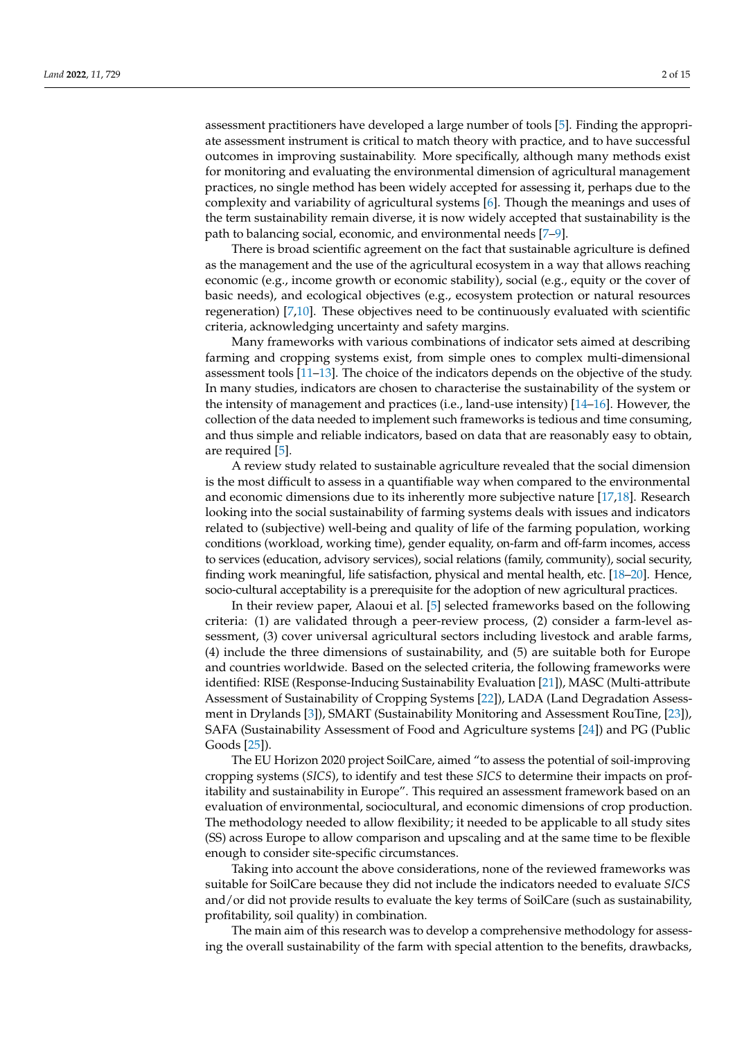assessment practitioners have developed a large number of tools [5]. Finding the appropriate assessment instrument is critical to match theory with practice, and to have successful outcomes in improving sustainability. More specifically, although many methods exist for monitoring and evaluating the environmental dimension of agricultural management practices, no single method has been widely accepted for assessing it, perhaps due to the complexity and variability of agricultural systems [6]. Though the meanings and uses of the term sustainability remain diverse, it is now widely accepted that sustainability is the path to balancing social, economic, and environmental needs [7–9].

There is broad scientific agreement on the fact that sustainable agriculture is defined as the management and the use of the agricultural ecosystem in a way that allows reaching economic (e.g., income growth or economic stability), social (e.g., equity or the cover of basic needs), and ecological objectives (e.g., ecosystem protection or natural resources regeneration) [7,10]. These objectives need to be continuously evaluated with scientific criteria, acknowledging uncertainty and safety margins.

Many frameworks with various combinations of indicator sets aimed at describing farming and cropping systems exist, from simple ones to complex multi-dimensional assessment tools [11–13]. The choice of the indicators depends on the objective of the study. In many studies, indicators are chosen to characterise the sustainability of the system or the intensity of management and practices (i.e., land-use intensity) [14–16]. However, the collection of the data needed to implement such frameworks is tedious and time consuming, and thus simple and reliable indicators, based on data that are reasonably easy to obtain, are required [5].

A review study related to sustainable agriculture revealed that the social dimension is the most difficult to assess in a quantifiable way when compared to the environmental and economic dimensions due to its inherently more subjective nature [17,18]. Research looking into the social sustainability of farming systems deals with issues and indicators related to (subjective) well-being and quality of life of the farming population, working conditions (workload, working time), gender equality, on-farm and off-farm incomes, access to services (education, advisory services), social relations (family, community), social security, finding work meaningful, life satisfaction, physical and mental health, etc. [18–20]. Hence, socio-cultural acceptability is a prerequisite for the adoption of new agricultural practices.

In their review paper, Alaoui et al. [5] selected frameworks based on the following criteria: (1) are validated through a peer-review process, (2) consider a farm-level assessment, (3) cover universal agricultural sectors including livestock and arable farms, (4) include the three dimensions of sustainability, and (5) are suitable both for Europe and countries worldwide. Based on the selected criteria, the following frameworks were identified: RISE (Response-Inducing Sustainability Evaluation [21]), MASC (Multi-attribute Assessment of Sustainability of Cropping Systems [22]), LADA (Land Degradation Assessment in Drylands [3]), SMART (Sustainability Monitoring and Assessment RouTine, [23]), SAFA (Sustainability Assessment of Food and Agriculture systems [24]) and PG (Public Goods [25]).

The EU Horizon 2020 project SoilCare, aimed "to assess the potential of soil-improving cropping systems (*SICS*), to identify and test these *SICS* to determine their impacts on profitability and sustainability in Europe". This required an assessment framework based on an evaluation of environmental, sociocultural, and economic dimensions of crop production. The methodology needed to allow flexibility; it needed to be applicable to all study sites (SS) across Europe to allow comparison and upscaling and at the same time to be flexible enough to consider site-specific circumstances.

Taking into account the above considerations, none of the reviewed frameworks was suitable for SoilCare because they did not include the indicators needed to evaluate *SICS* and/or did not provide results to evaluate the key terms of SoilCare (such as sustainability, profitability, soil quality) in combination.

The main aim of this research was to develop a comprehensive methodology for assessing the overall sustainability of the farm with special attention to the benefits, drawbacks,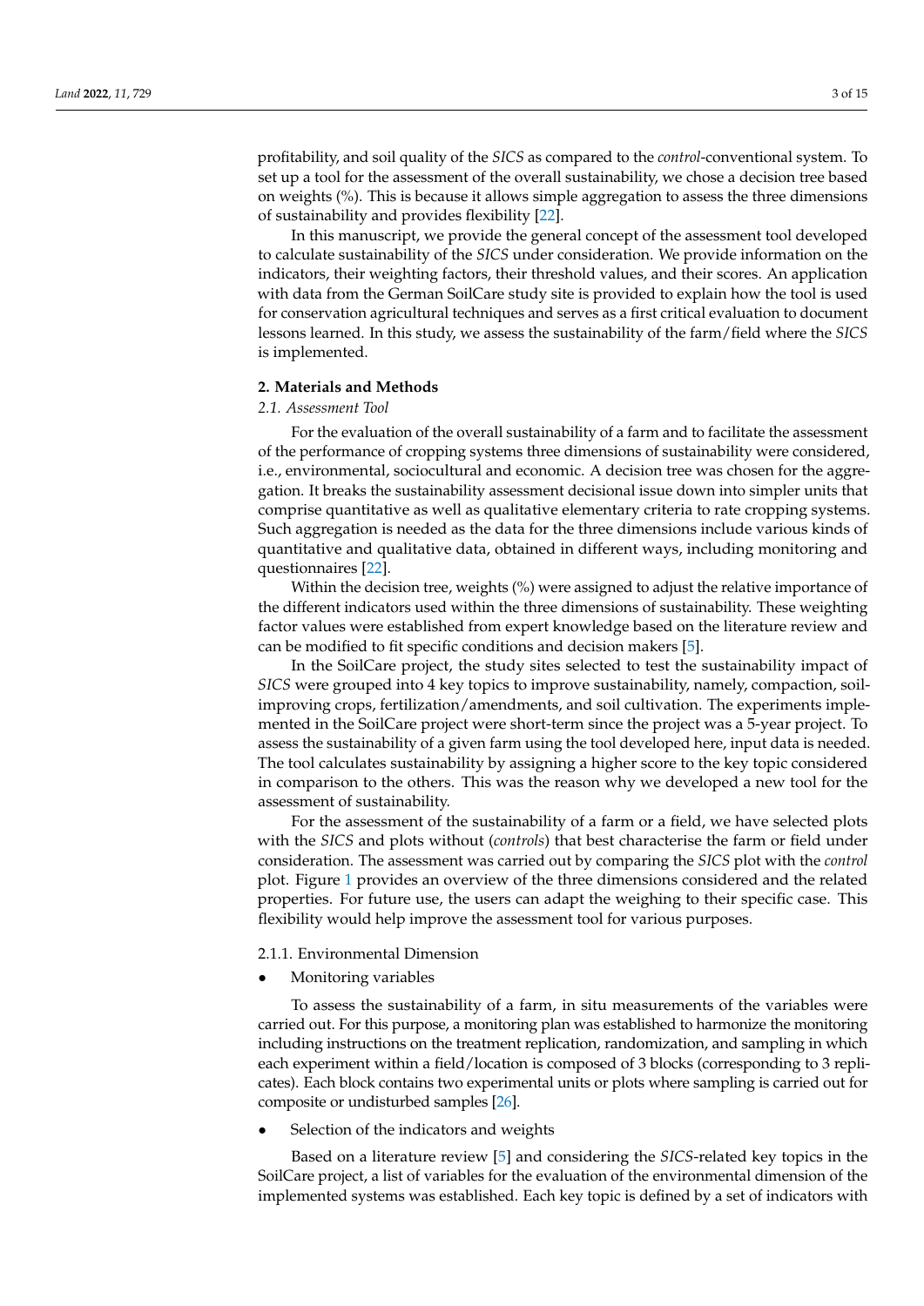profitability, and soil quality of the *SICS* as compared to the *control*-conventional system. To set up a tool for the assessment of the overall sustainability, we chose a decision tree based on weights (%). This is because it allows simple aggregation to assess the three dimensions of sustainability and provides flexibility [22].

In this manuscript, we provide the general concept of the assessment tool developed to calculate sustainability of the *SICS* under consideration. We provide information on the indicators, their weighting factors, their threshold values, and their scores. An application with data from the German SoilCare study site is provided to explain how the tool is used for conservation agricultural techniques and serves as a first critical evaluation to document lessons learned. In this study, we assess the sustainability of the farm/field where the *SICS* is implemented.

## 2. Materials and Methods

### *2.1. Assessment Tool*

For the evaluation of the overall sustainability of a farm and to facilitate the assessment of the performance of cropping systems three dimensions of sustainability were considered, i.e., environmental, sociocultural and economic. A decision tree was chosen for the aggregation. It breaks the sustainability assessment decisional issue down into simpler units that comprise quantitative as well as qualitative elementary criteria to rate cropping systems. Such aggregation is needed as the data for the three dimensions include various kinds of quantitative and qualitative data, obtained in different ways, including monitoring and questionnaires [22].

Within the decision tree, weights (%) were assigned to adjust the relative importance of the different indicators used within the three dimensions of sustainability. These weighting factor values were established from expert knowledge based on the literature review and can be modified to fit specific conditions and decision makers [5].

In the SoilCare project, the study sites selected to test the sustainability impact of *SICS* were grouped into 4 key topics to improve sustainability, namely, compaction, soil-improving crops, fertilization/amendments, and soil cultivation. The experiments implemented in the SoilCare project were short-term since the project was a 5-year project. To assess the sustainability of a given farm using the tool developed here, input data is needed. The tool calculates sustainability by assigning a higher score to the key topic considered in comparison to the others. This was the reason why we developed a new tool for the assessment of sustainability.

For the assessment of the sustainability of a farm or a field, we have selected plots with the *SICS* and plots without (*controls*) that best characterise the farm or field under consideration. The assessment was carried out by comparing the *SICS* plot with the *control* plot. Figure 1 provides an overview of the three dimensions considered and the related properties. For future use, the users can adapt the weighing to their specific case. This flexibility would help improve the assessment tool for various purposes.

#### 2.1.1. Environmental Dimension

- Monitoring variables

To assess the sustainability of a farm, in situ measurements of the variables were carried out. For this purpose, a monitoring plan was established to harmonize the monitoring including instructions on the treatment replication, randomization, and sampling in which each experiment within a field/location is composed of 3 blocks (corresponding to 3 replicates). Each block contains two experimental units or plots where sampling is carried out for composite or undisturbed samples [26].

- Selection of the indicators and weights

Based on a literature review [5] and considering the *SICS*-related key topics in the SoilCare project, a list of variables for the evaluation of the environmental dimension of the implemented systems was established. Each key topic is defined by a set of indicators with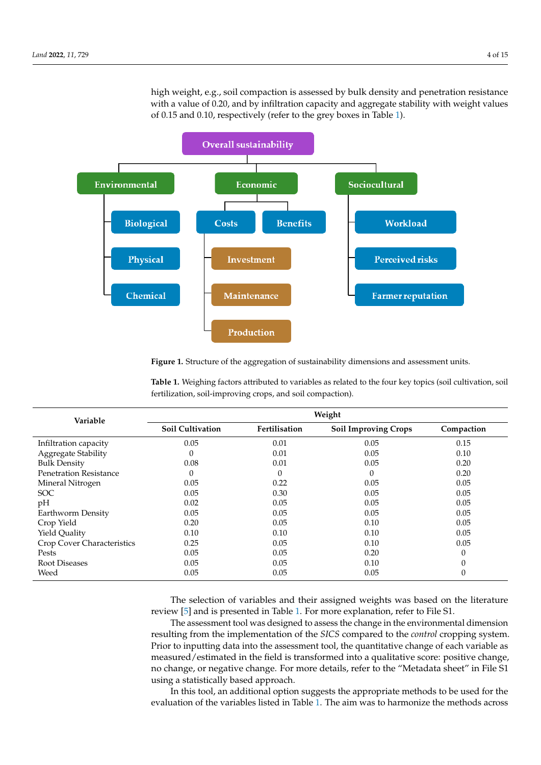high weight, e.g., soil compaction is assessed by bulk density and penetration resistance with a value of 0.20, and by infiltration capacity and aggregate stability with weight values of 0.15 and 0.10, respectively (refer to the grey boxes in Table 1).

**Figure 1.** Structure of the aggregation of sustainability dimensions and assessment units.

**Table 1.** Weighing factors attributed to variables as related to the four key topics (soil cultivation, soil fertilization, soil-improving crops, and soil compaction).

| Variable | Weight | | | |
|---|---|---|---|---|
| | Soil Cultivation | Fertilisation | Soil Improving Crops | Compaction |
| Infiltration capacity | 0.05 | 0.01 | 0.05 | 0.15 |
| Aggregate Stability | 0 | 0.01 | 0.05 | 0.10 |
| Bulk Density | 0.08 | 0.01 | 0.05 | 0.20 |
| Penetration Resistance | 0 | 0 | 0 | 0.20 |
| Mineral Nitrogen | 0.05 | 0.22 | 0.05 | 0.05 |
| SOC | 0.05 | 0.30 | 0.05 | 0.05 |
| pH | 0.02 | 0.05 | 0.05 | 0.05 |
| Earthworm Density | 0.05 | 0.05 | 0.05 | 0.05 |
| Crop Yield | 0.20 | 0.05 | 0.10 | 0.05 |
| Yield Quality | 0.10 | 0.10 | 0.10 | 0.05 |
| Crop Cover Characteristics | 0.25 | 0.05 | 0.10 | 0.05 |
| Pests | 0.05 | 0.05 | 0.20 | 0 |
| Root Diseases | 0.05 | 0.05 | 0.10 | 0 |
| Weed | 0.05 | 0.05 | 0.05 | 0 |

The selection of variables and their assigned weights was based on the literature review [5] and is presented in Table 1. For more explanation, refer to File S1.

The assessment tool was designed to assess the change in the environmental dimension resulting from the implementation of the *SICS* compared to the *control* cropping system. Prior to inputting data into the assessment tool, the quantitative change of each variable as measured/estimated in the field is transformed into a qualitative score: positive change, no change, or negative change. For more details, refer to the "Metadata sheet" in File S1 using a statistically based approach.

In this tool, an additional option suggests the appropriate methods to be used for the evaluation of the variables listed in Table 1. The aim was to harmonize the methods across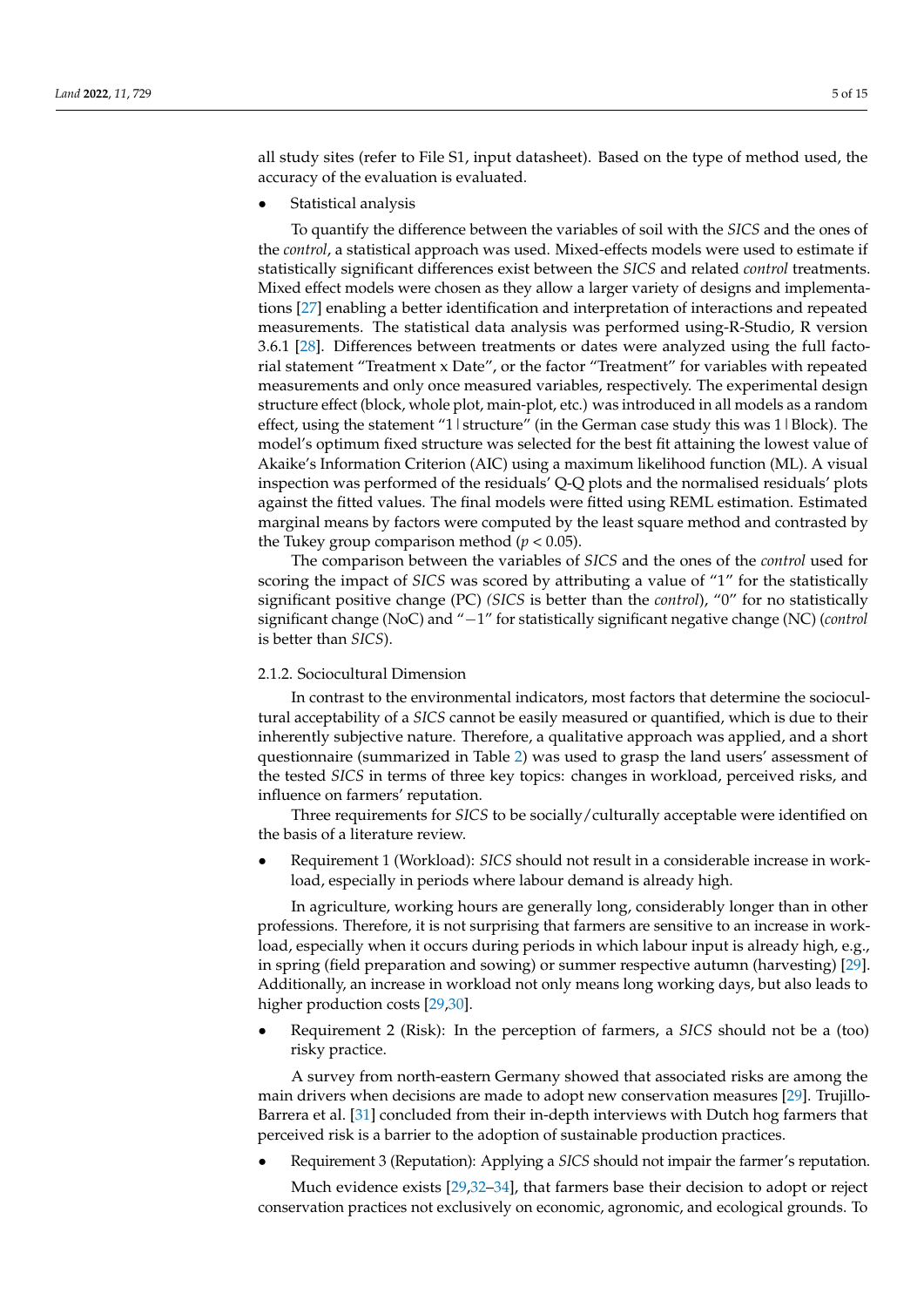all study sites (refer to File S1, input datasheet). Based on the type of method used, the accuracy of the evaluation is evaluated.

- Statistical analysis

To quantify the difference between the variables of soil with the *SICS* and the ones of the *control*, a statistical approach was used. Mixed-effects models were used to estimate if statistically significant differences exist between the *SICS* and related *control* treatments. Mixed effect models were chosen as they allow a larger variety of designs and implementations [27] enabling a better identification and interpretation of interactions and repeated measurements. The statistical data analysis was performed using-R-Studio, R version 3.6.1 [28]. Differences between treatments or dates were analyzed using the full factorial statement "Treatment x Date", or the factor "Treatment" for variables with repeated measurements and only once measured variables, respectively. The experimental design structure effect (block, whole plot, main-plot, etc.) was introduced in all models as a random effect, using the statement "1 | structure" (in the German case study this was 1 | Block). The model's optimum fixed structure was selected for the best fit attaining the lowest value of Akaike's Information Criterion (AIC) using a maximum likelihood function (ML). A visual inspection was performed of the residuals' Q-Q plots and the normalised residuals' plots against the fitted values. The final models were fitted using REML estimation. Estimated marginal means by factors were computed by the least square method and contrasted by the Tukey group comparison method ($p < 0.05$).

The comparison between the variables of *SICS* and the ones of the *control* used for scoring the impact of *SICS* was scored by attributing a value of "1" for the statistically significant positive change (PC) (*SICS* is better than the *control*), "0" for no statistically significant change (NoC) and "−1" for statistically significant negative change (NC) (*control* is better than *SICS*).

### 2.1.2. Sociocultural Dimension

In contrast to the environmental indicators, most factors that determine the sociocultural acceptability of a *SICS* cannot be easily measured or quantified, which is due to their inherently subjective nature. Therefore, a qualitative approach was applied, and a short questionnaire (summarized in Table 2) was used to grasp the land users' assessment of the tested *SICS* in terms of three key topics: changes in workload, perceived risks, and influence on farmers' reputation.

Three requirements for *SICS* to be socially/culturally acceptable were identified on the basis of a literature review.

- Requirement 1 (Workload): *SICS* should not result in a considerable increase in workload, especially in periods where labour demand is already high.

In agriculture, working hours are generally long, considerably longer than in other professions. Therefore, it is not surprising that farmers are sensitive to an increase in workload, especially when it occurs during periods in which labour input is already high, e.g., in spring (field preparation and sowing) or summer respective autumn (harvesting) [29]. Additionally, an increase in workload not only means long working days, but also leads to higher production costs [29,30].

- Requirement 2 (Risk): In the perception of farmers, a *SICS* should not be a (too) risky practice.

A survey from north-eastern Germany showed that associated risks are among the main drivers when decisions are made to adopt new conservation measures [29]. Trujillo-Barrera et al. [31] concluded from their in-depth interviews with Dutch hog farmers that perceived risk is a barrier to the adoption of sustainable production practices.

- Requirement 3 (Reputation): Applying a *SICS* should not impair the farmer's reputation.

Much evidence exists [29,32–34], that farmers base their decision to adopt or reject conservation practices not exclusively on economic, agronomic, and ecological grounds. To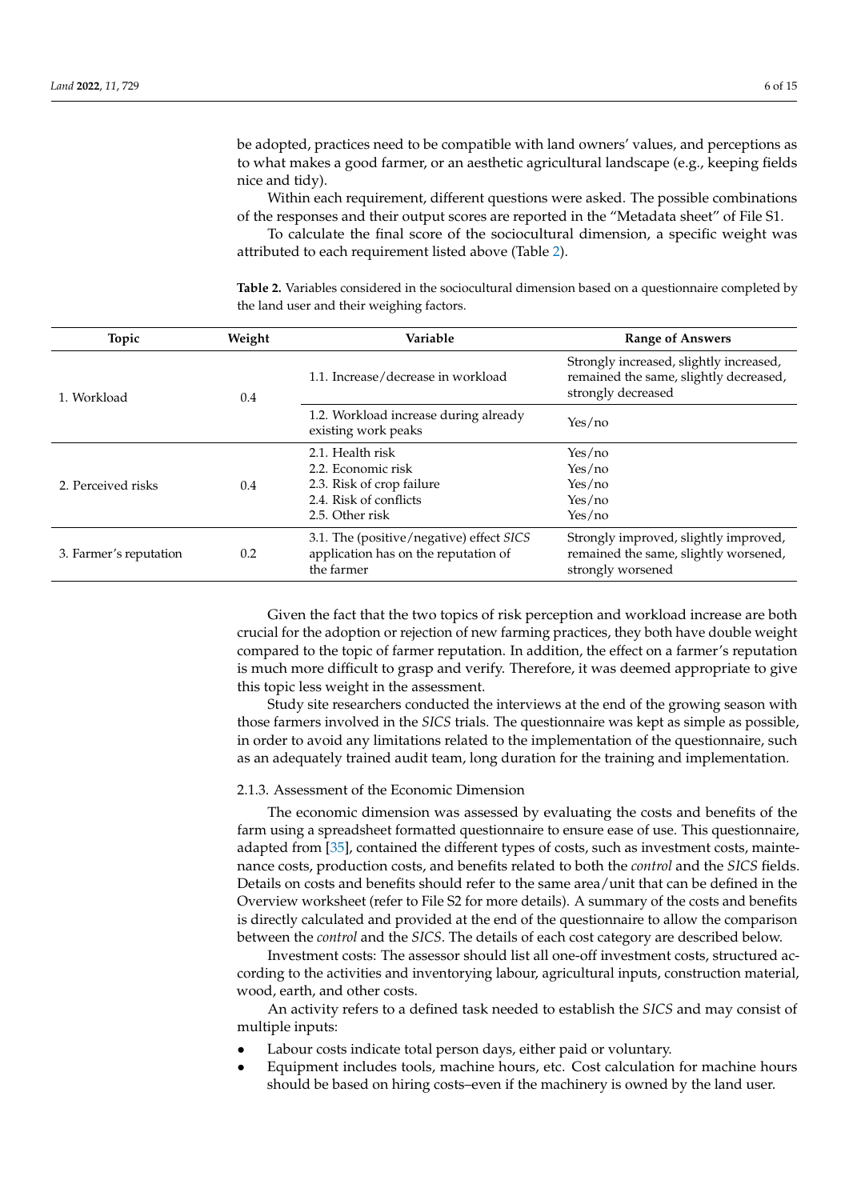be adopted, practices need to be compatible with land owners' values, and perceptions as to what makes a good farmer, or an aesthetic agricultural landscape (e.g., keeping fields nice and tidy).

Within each requirement, different questions were asked. The possible combinations of the responses and their output scores are reported in the "Metadata sheet" of File S1.

To calculate the final score of the sociocultural dimension, a specific weight was attributed to each requirement listed above (Table 2).

**Table 2.** Variables considered in the sociocultural dimension based on a questionnaire completed by the land user and their weighing factors.

| Topic | Weight | Variable | Range of Answers |
|---|---|---|---|
| 1. Workload | 0.4 | 1.1. Increase/decrease in workload | Strongly increased, slightly increased, remained the same, slightly decreased, strongly decreased |
| | | 1.2. Workload increase during already existing work peaks | Yes/no |
| 2. Perceived risks | 0.4 | 2.1. Health risk<br>2.2. Economic risk<br>2.3. Risk of crop failure<br>2.4. Risk of conflicts<br>2.5. Other risk | Yes/no<br>Yes/no<br>Yes/no<br>Yes/no<br>Yes/no |
| 3. Farmer's reputation | 0.2 | 3.1. The (positive/negative) effect *SICS* application has on the reputation of the farmer | Strongly improved, slightly improved, remained the same, slightly worsened, strongly worsened |

Given the fact that the two topics of risk perception and workload increase are both crucial for the adoption or rejection of new farming practices, they both have double weight compared to the topic of farmer reputation. In addition, the effect on a farmer's reputation is much more difficult to grasp and verify. Therefore, it was deemed appropriate to give this topic less weight in the assessment.

Study site researchers conducted the interviews at the end of the growing season with those farmers involved in the *SICS* trials. The questionnaire was kept as simple as possible, in order to avoid any limitations related to the implementation of the questionnaire, such as an adequately trained audit team, long duration for the training and implementation.

### 2.1.3. Assessment of the Economic Dimension

The economic dimension was assessed by evaluating the costs and benefits of the farm using a spreadsheet formatted questionnaire to ensure ease of use. This questionnaire, adapted from [35], contained the different types of costs, such as investment costs, maintenance costs, production costs, and benefits related to both the *control* and the *SICS* fields. Details on costs and benefits should refer to the same area/unit that can be defined in the Overview worksheet (refer to File S2 for more details). A summary of the costs and benefits is directly calculated and provided at the end of the questionnaire to allow the comparison between the *control* and the *SICS*. The details of each cost category are described below.

Investment costs: The assessor should list all one-off investment costs, structured according to the activities and inventorying labour, agricultural inputs, construction material, wood, earth, and other costs.

An activity refers to a defined task needed to establish the *SICS* and may consist of multiple inputs:

- Labour costs indicate total person days, either paid or voluntary.
- Equipment includes tools, machine hours, etc. Cost calculation for machine hours should be based on hiring costs–even if the machinery is owned by the land user.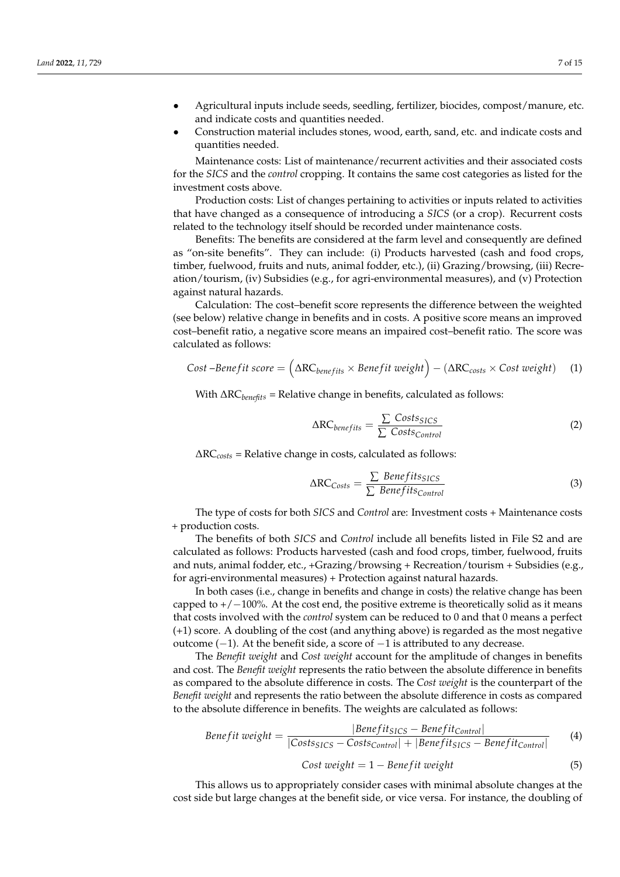- Agricultural inputs include seeds, seedling, fertilizer, biocides, compost/manure, etc. and indicate costs and quantities needed.
- Construction material includes stones, wood, earth, sand, etc. and indicate costs and quantities needed.

Maintenance costs: List of maintenance/recurrent activities and their associated costs for the *SICS* and the *control* cropping. It contains the same cost categories as listed for the investment costs above.

Production costs: List of changes pertaining to activities or inputs related to activities that have changed as a consequence of introducing a *SICS* (or a crop). Recurrent costs related to the technology itself should be recorded under maintenance costs.

Benefits: The benefits are considered at the farm level and consequently are defined as "on-site benefits". They can include: (i) Products harvested (cash and food crops, timber, fuelwood, fruits and nuts, animal fodder, etc.), (ii) Grazing/browsing, (iii) Recreation/tourism, (iv) Subsidies (e.g., for agri-environmental measures), and (v) Protection against natural hazards.

Calculation: The cost–benefit score represents the difference between the weighted (see below) relative change in benefits and in costs. A positive score means an improved cost–benefit ratio, a negative score means an impaired cost–benefit ratio. The score was calculated as follows:

$$Cost\ –Benefit\ score = \left(\Delta RC_{benefits} \times Benefit\ weight\right) - \left(\Delta RC_{costs} \times Cost\ weight\right) \quad (1)$$

With $\Delta RC_{benefits}$ = Relative change in benefits, calculated as follows:

$$\Delta RC_{benefits} = \frac{\sum Costs_{SICS}}{\sum Costs_{Control}} \quad (2)$$

$\Delta RC_{costs}$ = Relative change in costs, calculated as follows:

$$\Delta RC_{Costs} = \frac{\sum Benefits_{SICS}}{\sum Benefits_{Control}} \quad (3)$$

The type of costs for both *SICS* and *Control* are: Investment costs + Maintenance costs + production costs.

The benefits of both *SICS* and *Control* include all benefits listed in File S2 and are calculated as follows: Products harvested (cash and food crops, timber, fuelwood, fruits and nuts, animal fodder, etc., +Grazing/browsing + Recreation/tourism + Subsidies (e.g., for agri-environmental measures) + Protection against natural hazards.

In both cases (i.e., change in benefits and change in costs) the relative change has been capped to +/−100%. At the cost end, the positive extreme is theoretically solid as it means that costs involved with the *control* system can be reduced to 0 and that 0 means a perfect (+1) score. A doubling of the cost (and anything above) is regarded as the most negative outcome (−1). At the benefit side, a score of −1 is attributed to any decrease.

The *Benefit weight* and *Cost weight* account for the amplitude of changes in benefits and cost. The *Benefit weight* represents the ratio between the absolute difference in benefits as compared to the absolute difference in costs. The *Cost weight* is the counterpart of the *Benefit weight* and represents the ratio between the absolute difference in costs as compared to the absolute difference in benefits. The weights are calculated as follows:

$$Benefit\ weight = \frac{|Benefit_{SICS} - Benefit_{Control}|}{|Costs_{SICS} - Costs_{Control}| + |Benefit_{SICS} - Benefit_{Control}|} \quad (4)$$

$$Cost\ weight = 1 - Benefit\ weight \quad (5)$$

This allows us to appropriately consider cases with minimal absolute changes at the cost side but large changes at the benefit side, or vice versa. For instance, the doubling of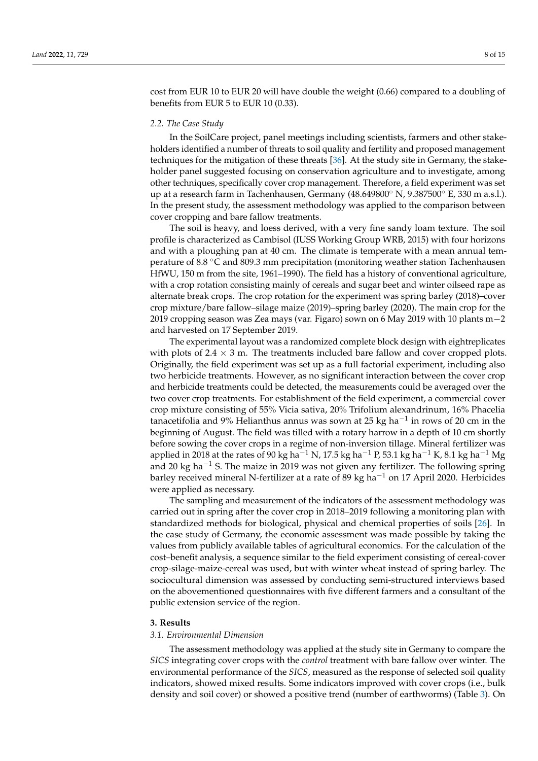cost from EUR 10 to EUR 20 will have double the weight (0.66) compared to a doubling of benefits from EUR 5 to EUR 10 (0.33).

### 2.2. The Case Study

In the SoilCare project, panel meetings including scientists, farmers and other stakeholders identified a number of threats to soil quality and fertility and proposed management techniques for the mitigation of these threats [36]. At the study site in Germany, the stakeholder panel suggested focusing on conservation agriculture and to investigate, among other techniques, specifically cover crop management. Therefore, a field experiment was set up at a research farm in Tachenhausen, Germany (48.649800° N, 9.387500° E, 330 m a.s.l.). In the present study, the assessment methodology was applied to the comparison between cover cropping and bare fallow treatments.

The soil is heavy, and loess derived, with a very fine sandy loam texture. The soil profile is characterized as Cambisol (IUSS Working Group WRB, 2015) with four horizons and with a ploughing pan at 40 cm. The climate is temperate with a mean annual temperature of 8.8 °C and 809.3 mm precipitation (monitoring weather station Tachenhausen HfWU, 150 m from the site, 1961–1990). The field has a history of conventional agriculture, with a crop rotation consisting mainly of cereals and sugar beet and winter oilseed rape as alternate break crops. The crop rotation for the experiment was spring barley (2018)–cover crop mixture/bare fallow–silage maize (2019)–spring barley (2020). The main crop for the 2019 cropping season was Zea mays (var. Figaro) sown on 6 May 2019 with 10 plants $m^{-2}$ and harvested on 17 September 2019.

The experimental layout was a randomized complete block design with eightreplicates with plots of 2.4 × 3 m. The treatments included bare fallow and cover cropped plots. Originally, the field experiment was set up as a full factorial experiment, including also two herbicide treatments. However, as no significant interaction between the cover crop and herbicide treatments could be detected, the measurements could be averaged over the two cover crop treatments. For establishment of the field experiment, a commercial cover crop mixture consisting of 55% Vicia sativa, 20% Trifolium alexandrinum, 16% Phacelia tanacetifolia and 9% Helianthus annus was sown at 25 kg $ha^{-1}$ in rows of 20 cm in the beginning of August. The field was tilled with a rotary harrow in a depth of 10 cm shortly before sowing the cover crops in a regime of non-inversion tillage. Mineral fertilizer was applied in 2018 at the rates of 90 kg $ha^{-1}$ N, 17.5 kg $ha^{-1}$ P, 53.1 kg $ha^{-1}$ K, 8.1 kg $ha^{-1}$ Mg and 20 kg $ha^{-1}$ S. The maize in 2019 was not given any fertilizer. The following spring barley received mineral N-fertilizer at a rate of 89 kg $ha^{-1}$ on 17 April 2020. Herbicides were applied as necessary.

The sampling and measurement of the indicators of the assessment methodology was carried out in spring after the cover crop in 2018–2019 following a monitoring plan with standardized methods for biological, physical and chemical properties of soils [26]. In the case study of Germany, the economic assessment was made possible by taking the values from publicly available tables of agricultural economics. For the calculation of the cost–benefit analysis, a sequence similar to the field experiment consisting of cereal-cover crop-silage-maize-cereal was used, but with winter wheat instead of spring barley. The sociocultural dimension was assessed by conducting semi-structured interviews based on the abovementioned questionnaires with five different farmers and a consultant of the public extension service of the region.

## 3. Results

### 3.1. Environmental Dimension

The assessment methodology was applied at the study site in Germany to compare the *SICS* integrating cover crops with the *control* treatment with bare fallow over winter. The environmental performance of the *SICS*, measured as the response of selected soil quality indicators, showed mixed results. Some indicators improved with cover crops (i.e., bulk density and soil cover) or showed a positive trend (number of earthworms) (Table 3). On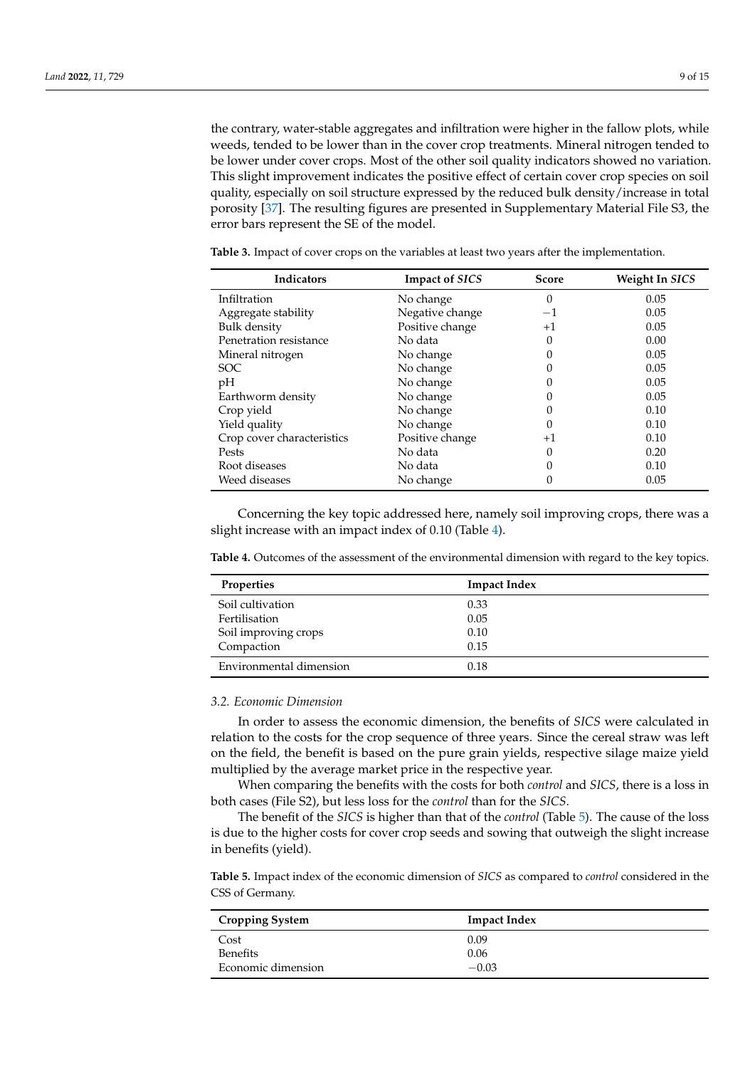the contrary, water-stable aggregates and infiltration were higher in the fallow plots, while weeds, tended to be lower than in the cover crop treatments. Mineral nitrogen tended to be lower under cover crops. Most of the other soil quality indicators showed no variation. This slight improvement indicates the positive effect of certain cover crop species on soil quality, especially on soil structure expressed by the reduced bulk density/increase in total porosity [37]. The resulting figures are presented in Supplementary Material File S3, the error bars represent the SE of the model.

**Table 3.** Impact of cover crops on the variables at least two years after the implementation.

| Indicators | Impact of *SICS* | Score | Weight In *SICS* |
|---|---|---|---|
| Infiltration | No change | 0 | 0.05 |
| Aggregate stability | Negative change | −1 | 0.05 |
| Bulk density | Positive change | +1 | 0.05 |
| Penetration resistance | No data | 0 | 0.00 |
| Mineral nitrogen | No change | 0 | 0.05 |
| SOC | No change | 0 | 0.05 |
| pH | No change | 0 | 0.05 |
| Earthworm density | No change | 0 | 0.05 |
| Crop yield | No change | 0 | 0.10 |
| Yield quality | No change | 0 | 0.10 |
| Crop cover characteristics | Positive change | +1 | 0.10 |
| Pests | No data | 0 | 0.20 |
| Root diseases | No data | 0 | 0.10 |
| Weed diseases | No change | 0 | 0.05 |

Concerning the key topic addressed here, namely soil improving crops, there was a slight increase with an impact index of 0.10 (Table 4).

**Table 4.** Outcomes of the assessment of the environmental dimension with regard to the key topics.

| Properties | Impact Index |
|---|---|
| Soil cultivation | 0.33 |
| Fertilisation | 0.05 |
| Soil improving crops | 0.10 |
| Compaction | 0.15 |
| Environmental dimension | 0.18 |

### *3.2. Economic Dimension*

In order to assess the economic dimension, the benefits of *SICS* were calculated in relation to the costs for the crop sequence of three years. Since the cereal straw was left on the field, the benefit is based on the pure grain yields, respective silage maize yield multiplied by the average market price in the respective year.

When comparing the benefits with the costs for both *control* and *SICS*, there is a loss in both cases (File S2), but less loss for the *control* than for the *SICS*.

The benefit of the *SICS* is higher than that of the *control* (Table 5). The cause of the loss is due to the higher costs for cover crop seeds and sowing that outweigh the slight increase in benefits (yield).

**Table 5.** Impact index of the economic dimension of *SICS* as compared to *control* considered in the CSS of Germany.

| Cropping System | Impact Index |
|---|---|
| Cost | 0.09 |
| Benefits | 0.06 |
| Economic dimension | −0.03 |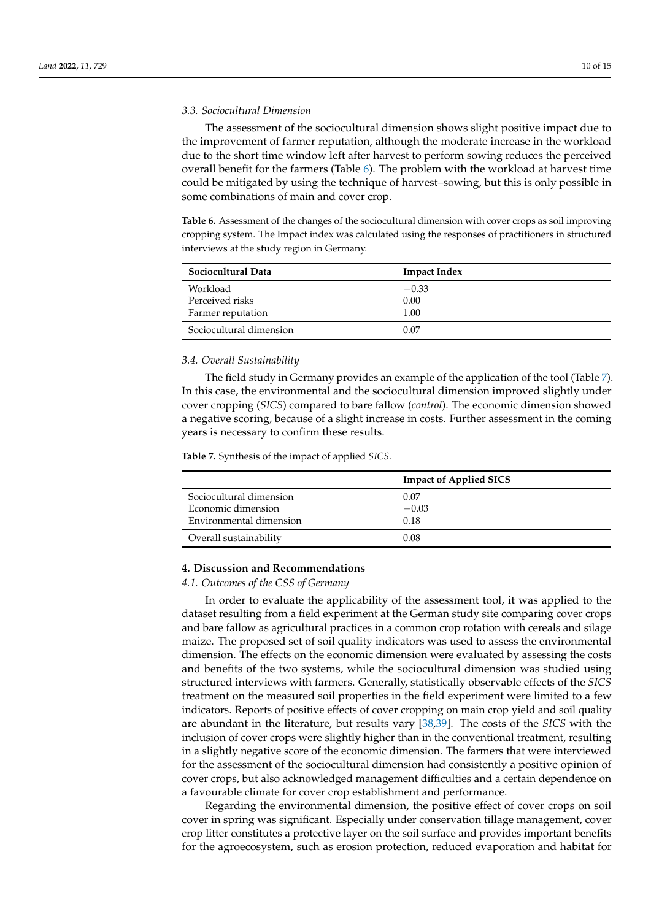### 3.3. Sociocultural Dimension

The assessment of the sociocultural dimension shows slight positive impact due to the improvement of farmer reputation, although the moderate increase in the workload due to the short time window left after harvest to perform sowing reduces the perceived overall benefit for the farmers (Table 6). The problem with the workload at harvest time could be mitigated by using the technique of harvest–sowing, but this is only possible in some combinations of main and cover crop.

**Table 6.** Assessment of the changes of the sociocultural dimension with cover crops as soil improving cropping system. The Impact index was calculated using the responses of practitioners in structured interviews at the study region in Germany.

| Sociocultural Data | Impact Index |
|---|---|
| Workload | −0.33 |
| Perceived risks | 0.00 |
| Farmer reputation | 1.00 |
| Sociocultural dimension | 0.07 |

### 3.4. Overall Sustainability

The field study in Germany provides an example of the application of the tool (Table 7). In this case, the environmental and the sociocultural dimension improved slightly under cover cropping (*SICS*) compared to bare fallow (*control*). The economic dimension showed a negative scoring, because of a slight increase in costs. Further assessment in the coming years is necessary to confirm these results.

**Table 7.** Synthesis of the impact of applied *SICS*.

| | Impact of Applied SICS |
|---|---|
| Sociocultural dimension | 0.07 |
| Economic dimension | −0.03 |
| Environmental dimension | 0.18 |
| Overall sustainability | 0.08 |

## 4. Discussion and Recommendations

### 4.1. Outcomes of the CSS of Germany

In order to evaluate the applicability of the assessment tool, it was applied to the dataset resulting from a field experiment at the German study site comparing cover crops and bare fallow as agricultural practices in a common crop rotation with cereals and silage maize. The proposed set of soil quality indicators was used to assess the environmental dimension. The effects on the economic dimension were evaluated by assessing the costs and benefits of the two systems, while the sociocultural dimension was studied using structured interviews with farmers. Generally, statistically observable effects of the *SICS* treatment on the measured soil properties in the field experiment were limited to a few indicators. Reports of positive effects of cover cropping on main crop yield and soil quality are abundant in the literature, but results vary [38,39]. The costs of the *SICS* with the inclusion of cover crops were slightly higher than in the conventional treatment, resulting in a slightly negative score of the economic dimension. The farmers that were interviewed for the assessment of the sociocultural dimension had consistently a positive opinion of cover crops, but also acknowledged management difficulties and a certain dependence on a favourable climate for cover crop establishment and performance.

Regarding the environmental dimension, the positive effect of cover crops on soil cover in spring was significant. Especially under conservation tillage management, cover crop litter constitutes a protective layer on the soil surface and provides important benefits for the agroecosystem, such as erosion protection, reduced evaporation and habitat for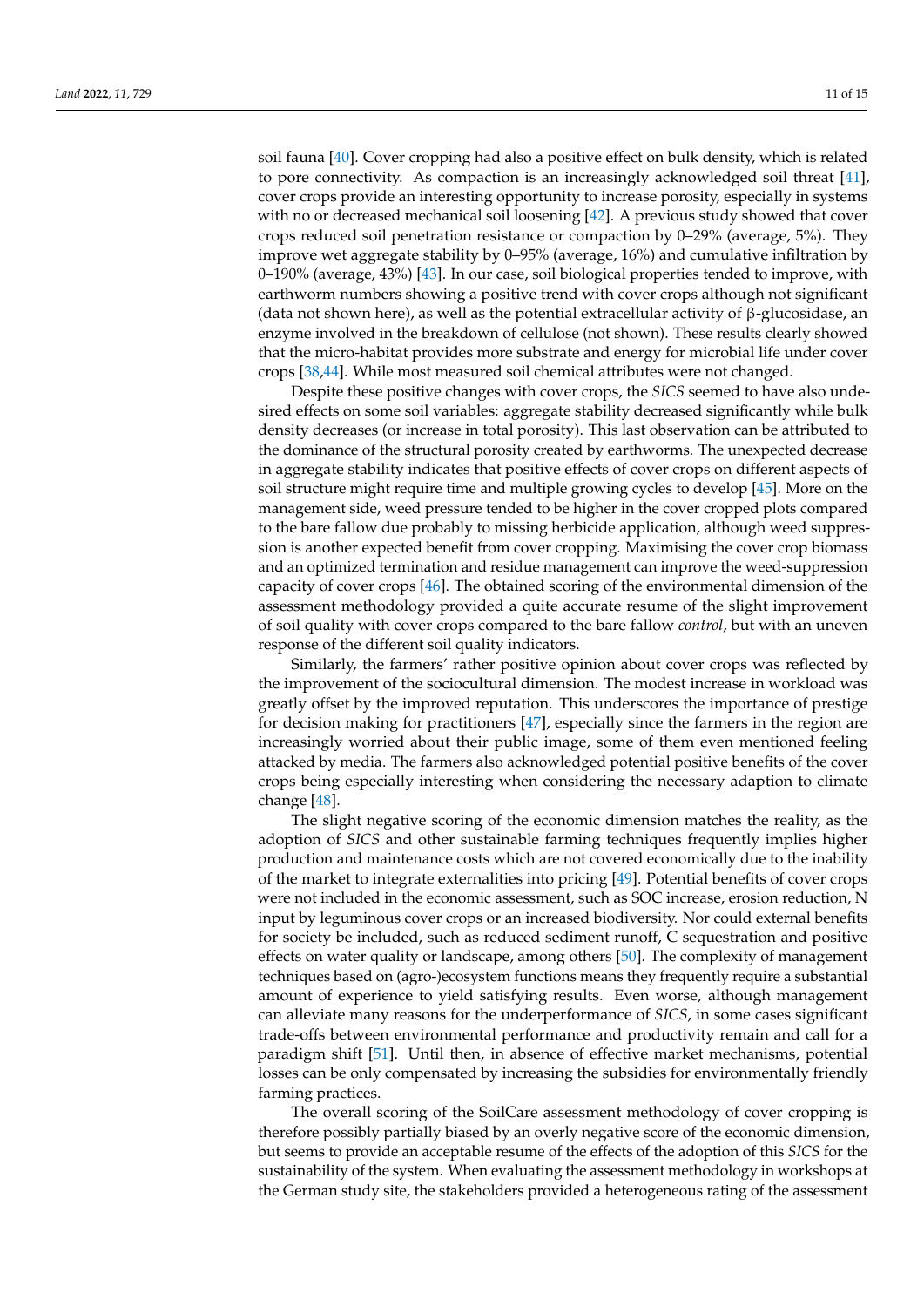soil fauna [40]. Cover cropping had also a positive effect on bulk density, which is related to pore connectivity. As compaction is an increasingly acknowledged soil threat [41], cover crops provide an interesting opportunity to increase porosity, especially in systems with no or decreased mechanical soil loosening [42]. A previous study showed that cover crops reduced soil penetration resistance or compaction by 0–29% (average, 5%). They improve wet aggregate stability by 0–95% (average, 16%) and cumulative infiltration by 0–190% (average, 43%) [43]. In our case, soil biological properties tended to improve, with earthworm numbers showing a positive trend with cover crops although not significant (data not shown here), as well as the potential extracellular activity of β-glucosidase, an enzyme involved in the breakdown of cellulose (not shown). These results clearly showed that the micro-habitat provides more substrate and energy for microbial life under cover crops [38,44]. While most measured soil chemical attributes were not changed.

Despite these positive changes with cover crops, the *SICS* seemed to have also undesired effects on some soil variables: aggregate stability decreased significantly while bulk density decreases (or increase in total porosity). This last observation can be attributed to the dominance of the structural porosity created by earthworms. The unexpected decrease in aggregate stability indicates that positive effects of cover crops on different aspects of soil structure might require time and multiple growing cycles to develop [45]. More on the management side, weed pressure tended to be higher in the cover cropped plots compared to the bare fallow due probably to missing herbicide application, although weed suppression is another expected benefit from cover cropping. Maximising the cover crop biomass and an optimized termination and residue management can improve the weed-suppression capacity of cover crops [46]. The obtained scoring of the environmental dimension of the assessment methodology provided a quite accurate resume of the slight improvement of soil quality with cover crops compared to the bare fallow *control*, but with an uneven response of the different soil quality indicators.

Similarly, the farmers' rather positive opinion about cover crops was reflected by the improvement of the sociocultural dimension. The modest increase in workload was greatly offset by the improved reputation. This underscores the importance of prestige for decision making for practitioners [47], especially since the farmers in the region are increasingly worried about their public image, some of them even mentioned feeling attacked by media. The farmers also acknowledged potential positive benefits of the cover crops being especially interesting when considering the necessary adaption to climate change [48].

The slight negative scoring of the economic dimension matches the reality, as the adoption of *SICS* and other sustainable farming techniques frequently implies higher production and maintenance costs which are not covered economically due to the inability of the market to integrate externalities into pricing [49]. Potential benefits of cover crops were not included in the economic assessment, such as SOC increase, erosion reduction, N input by leguminous cover crops or an increased biodiversity. Nor could external benefits for society be included, such as reduced sediment runoff, C sequestration and positive effects on water quality or landscape, among others [50]. The complexity of management techniques based on (agro-)ecosystem functions means they frequently require a substantial amount of experience to yield satisfying results. Even worse, although management can alleviate many reasons for the underperformance of *SICS*, in some cases significant trade-offs between environmental performance and productivity remain and call for a paradigm shift [51]. Until then, in absence of effective market mechanisms, potential losses can be only compensated by increasing the subsidies for environmentally friendly farming practices.

The overall scoring of the SoilCare assessment methodology of cover cropping is therefore possibly partially biased by an overly negative score of the economic dimension, but seems to provide an acceptable resume of the effects of the adoption of this *SICS* for the sustainability of the system. When evaluating the assessment methodology in workshops at the German study site, the stakeholders provided a heterogeneous rating of the assessment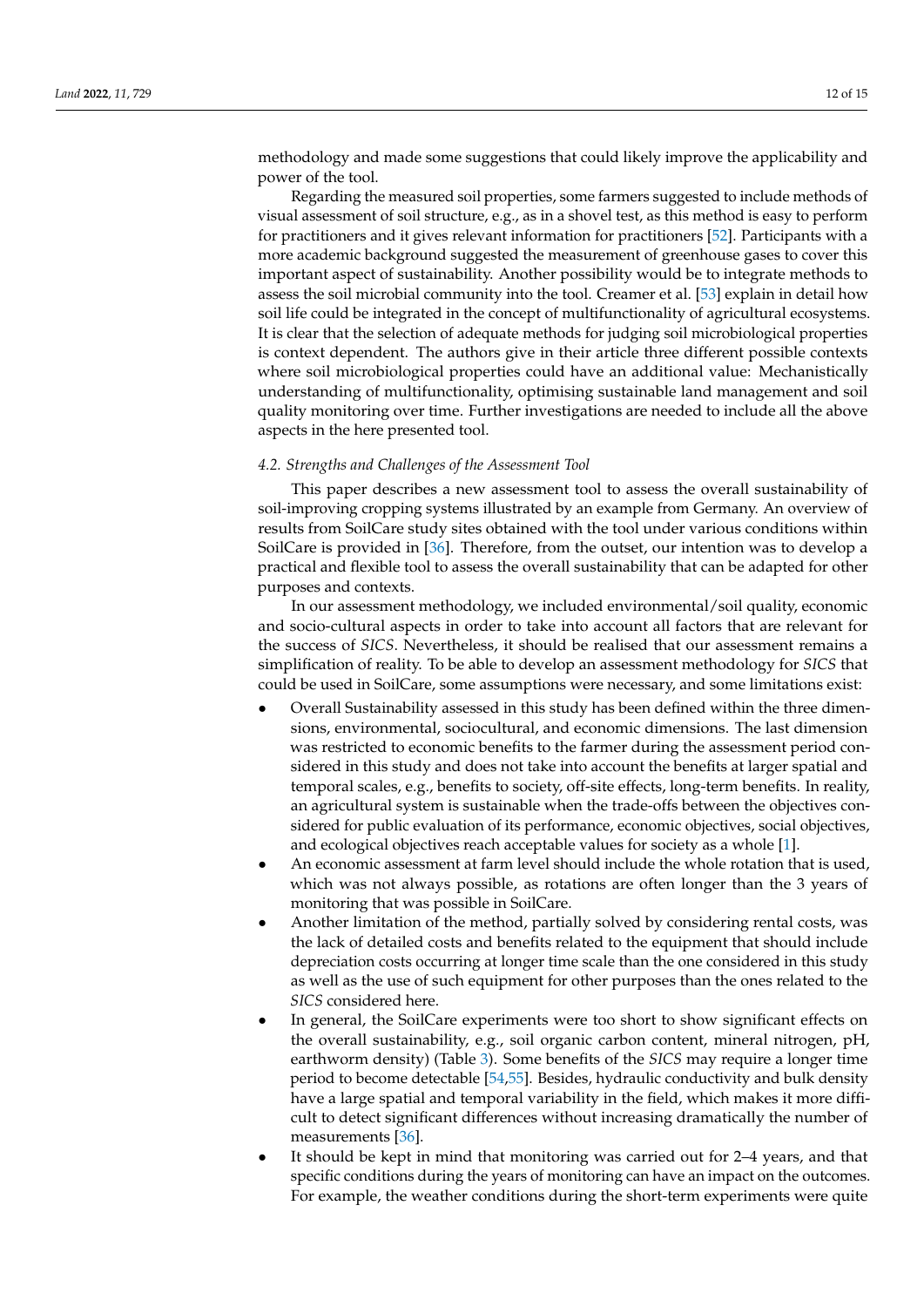methodology and made some suggestions that could likely improve the applicability and power of the tool.

Regarding the measured soil properties, some farmers suggested to include methods of visual assessment of soil structure, e.g., as in a shovel test, as this method is easy to perform for practitioners and it gives relevant information for practitioners [52]. Participants with a more academic background suggested the measurement of greenhouse gases to cover this important aspect of sustainability. Another possibility would be to integrate methods to assess the soil microbial community into the tool. Creamer et al. [53] explain in detail how soil life could be integrated in the concept of multifunctionality of agricultural ecosystems. It is clear that the selection of adequate methods for judging soil microbiological properties is context dependent. The authors give in their article three different possible contexts where soil microbiological properties could have an additional value: Mechanistically understanding of multifunctionality, optimising sustainable land management and soil quality monitoring over time. Further investigations are needed to include all the above aspects in the here presented tool.

### 4.2. Strengths and Challenges of the Assessment Tool

This paper describes a new assessment tool to assess the overall sustainability of soil-improving cropping systems illustrated by an example from Germany. An overview of results from SoilCare study sites obtained with the tool under various conditions within SoilCare is provided in [36]. Therefore, from the outset, our intention was to develop a practical and flexible tool to assess the overall sustainability that can be adapted for other purposes and contexts.

In our assessment methodology, we included environmental/soil quality, economic and socio-cultural aspects in order to take into account all factors that are relevant for the success of *SICS*. Nevertheless, it should be realised that our assessment remains a simplification of reality. To be able to develop an assessment methodology for *SICS* that could be used in SoilCare, some assumptions were necessary, and some limitations exist:

- Overall Sustainability assessed in this study has been defined within the three dimensions, environmental, sociocultural, and economic dimensions. The last dimension was restricted to economic benefits to the farmer during the assessment period considered in this study and does not take into account the benefits at larger spatial and temporal scales, e.g., benefits to society, off-site effects, long-term benefits. In reality, an agricultural system is sustainable when the trade-offs between the objectives considered for public evaluation of its performance, economic objectives, social objectives, and ecological objectives reach acceptable values for society as a whole [1].
- An economic assessment at farm level should include the whole rotation that is used, which was not always possible, as rotations are often longer than the 3 years of monitoring that was possible in SoilCare.
- Another limitation of the method, partially solved by considering rental costs, was the lack of detailed costs and benefits related to the equipment that should include depreciation costs occurring at longer time scale than the one considered in this study as well as the use of such equipment for other purposes than the ones related to the *SICS* considered here.
- In general, the SoilCare experiments were too short to show significant effects on the overall sustainability, e.g., soil organic carbon content, mineral nitrogen, pH, earthworm density) (Table 3). Some benefits of the *SICS* may require a longer time period to become detectable [54,55]. Besides, hydraulic conductivity and bulk density have a large spatial and temporal variability in the field, which makes it more difficult to detect significant differences without increasing dramatically the number of measurements [36].
- It should be kept in mind that monitoring was carried out for 2–4 years, and that specific conditions during the years of monitoring can have an impact on the outcomes. For example, the weather conditions during the short-term experiments were quite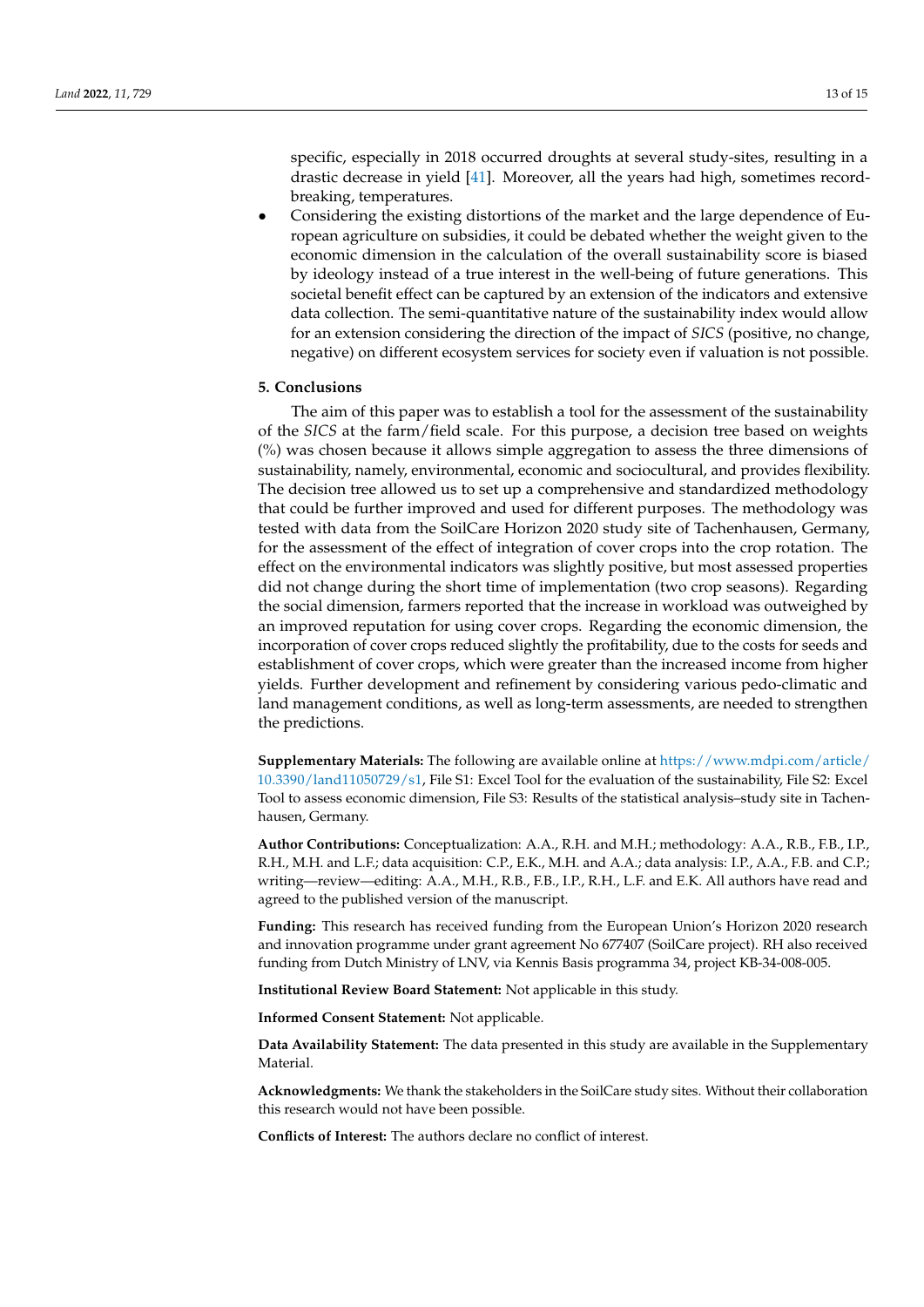specific, especially in 2018 occurred droughts at several study-sites, resulting in a drastic decrease in yield [41]. Moreover, all the years had high, sometimes record-breaking, temperatures.

- Considering the existing distortions of the market and the large dependence of European agriculture on subsidies, it could be debated whether the weight given to the economic dimension in the calculation of the overall sustainability score is biased by ideology instead of a true interest in the well-being of future generations. This societal benefit effect can be captured by an extension of the indicators and extensive data collection. The semi-quantitative nature of the sustainability index would allow for an extension considering the direction of the impact of *SICS* (positive, no change, negative) on different ecosystem services for society even if valuation is not possible.

## 5. Conclusions

The aim of this paper was to establish a tool for the assessment of the sustainability of the *SICS* at the farm/field scale. For this purpose, a decision tree based on weights (%) was chosen because it allows simple aggregation to assess the three dimensions of sustainability, namely, environmental, economic and sociocultural, and provides flexibility. The decision tree allowed us to set up a comprehensive and standardized methodology that could be further improved and used for different purposes. The methodology was tested with data from the SoilCare Horizon 2020 study site of Tachenhausen, Germany, for the assessment of the effect of integration of cover crops into the crop rotation. The effect on the environmental indicators was slightly positive, but most assessed properties did not change during the short time of implementation (two crop seasons). Regarding the social dimension, farmers reported that the increase in workload was outweighed by an improved reputation for using cover crops. Regarding the economic dimension, the incorporation of cover crops reduced slightly the profitability, due to the costs for seeds and establishment of cover crops, which were greater than the increased income from higher yields. Further development and refinement by considering various pedo-climatic and land management conditions, as well as long-term assessments, are needed to strengthen the predictions.

**Supplementary Materials:** The following are available online at https://www.mdpi.com/article/10.3390/land11050729/s1, File S1: Excel Tool for the evaluation of the sustainability, File S2: Excel Tool to assess economic dimension, File S3: Results of the statistical analysis–study site in Tachenhausen, Germany.

**Author Contributions:** Conceptualization: A.A., R.H. and M.H.; methodology: A.A., R.B., F.B., I.P., R.H., M.H. and L.F.; data acquisition: C.P., E.K., M.H. and A.A.; data analysis: I.P., A.A., F.B. and C.P.; writing—review—editing: A.A., M.H., R.B., F.B., I.P., R.H., L.F. and E.K. All authors have read and agreed to the published version of the manuscript.

**Funding:** This research has received funding from the European Union's Horizon 2020 research and innovation programme under grant agreement No 677407 (SoilCare project). RH also received funding from Dutch Ministry of LNV, via Kennis Basis programma 34, project KB-34-008-005.

**Institutional Review Board Statement:** Not applicable in this study.

**Informed Consent Statement:** Not applicable.

**Data Availability Statement:** The data presented in this study are available in the Supplementary Material.

**Acknowledgments:** We thank the stakeholders in the SoilCare study sites. Without their collaboration this research would not have been possible.

**Conflicts of Interest:** The authors declare no conflict of interest.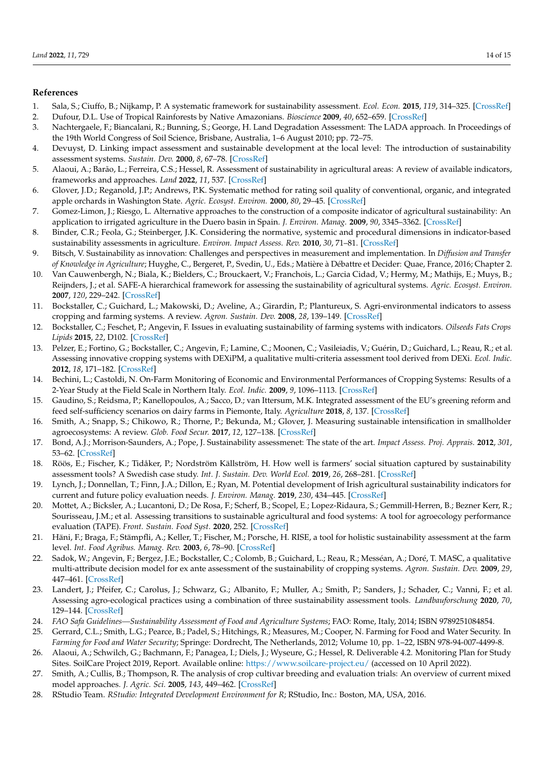## References

1. Sala, S.; Ciuffo, B.; Nijkamp, P. A systematic framework for sustainability assessment. *Ecol. Econ.* **2015**, *119*, 314–325. [CrossRef]
2. Dufour, D.L. Use of Tropical Rainforests by Native Amazonians. *Bioscience* **2009**, *40*, 652–659. [CrossRef]
3. Nachtergaele, F.; Biancalani, R.; Bunning, S.; George, H. Land Degradation Assessment: The LADA approach. In Proceedings of the 19th World Congress of Soil Science, Brisbane, Australia, 1–6 August 2010; pp. 72–75.
4. Devuyst, D. Linking impact assessment and sustainable development at the local level: The introduction of sustainability assessment systems. *Sustain. Dev.* **2000**, *8*, 67–78. [CrossRef]
5. Alaoui, A.; Barão, L.; Ferreira, C.S.; Hessel, R. Assessment of sustainability in agricultural areas: A review of available indicators, frameworks and approaches. *Land* **2022**, *11*, 537. [CrossRef]
6. Glover, J.D.; Reganold, J.P.; Andrews, P.K. Systematic method for rating soil quality of conventional, organic, and integrated apple orchards in Washington State. *Agric. Ecosyst. Environ.* **2000**, *80*, 29–45. [CrossRef]
7. Gomez-Limon, J.; Riesgo, L. Alternative approaches to the construction of a composite indicator of agricultural sustainability: An application to irrigated agriculture in the Duero basin in Spain. *J. Environ. Manag.* **2009**, *90*, 3345–3362. [CrossRef]
8. Binder, C.R.; Feola, G.; Steinberger, J.K. Considering the normative, systemic and procedural dimensions in indicator-based sustainability assessments in agriculture. *Environ. Impact Assess. Rev.* **2010**, *30*, 71–81. [CrossRef]
9. Bitsch, V. Sustainability as innovation: Challenges and perspectives in measurement and implementation. In *Diffusion and Transfer of Knowledge in Agriculture*; Huyghe, C., Bergeret, P., Svedin, U., Eds.; Matière à Débattre et Decider: Quae, France, 2016; Chapter 2.
10. Van Cauwenbergh, N.; Biala, K.; Bielders, C.; Brouckaert, V.; Franchois, L.; Garcia Cidad, V.; Hermy, M.; Mathijs, E.; Muys, B.; Reijnders, J.; et al. SAFE-A hierarchical framework for assessing the sustainability of agricultural systems. *Agric. Ecosyst. Environ.* **2007**, *120*, 229–242. [CrossRef]
11. Bockstaller, C.; Guichard, L.; Makowski, D.; Aveline, A.; Girardin, P.; Plantureux, S. Agri-environmental indicators to assess cropping and farming systems. A review. *Agron. Sustain. Dev.* **2008**, *28*, 139–149. [CrossRef]
12. Bockstaller, C.; Feschet, P.; Angevin, F. Issues in evaluating sustainability of farming systems with indicators. *Oilseeds Fats Crops Lipids* **2015**, *22*, D102. [CrossRef]
13. Pelzer, E.; Fortino, G.; Bockstaller, C.; Angevin, F.; Lamine, C.; Moonen, C.; Vasileiadis, V.; Guérin, D.; Guichard, L.; Reau, R.; et al. Assessing innovative cropping systems with DEXiPM, a qualitative multi-criteria assessment tool derived from DEXi. *Ecol. Indic.* **2012**, *18*, 171–182. [CrossRef]
14. Bechini, L.; Castoldi, N. On-Farm Monitoring of Economic and Environmental Performances of Cropping Systems: Results of a 2-Year Study at the Field Scale in Northern Italy. *Ecol. Indic.* **2009**, *9*, 1096–1113. [CrossRef]
15. Gaudino, S.; Reidsma, P.; Kanellopoulos, A.; Sacco, D.; van Ittersum, M.K. Integrated assessment of the EU's greening reform and feed self-sufficiency scenarios on dairy farms in Piemonte, Italy. *Agriculture* **2018**, *8*, 137. [CrossRef]
16. Smith, A.; Snapp, S.; Chikowo, R.; Thorne, P.; Bekunda, M.; Glover, J. Measuring sustainable intensification in smallholder agroecosystems: A review. *Glob. Food Secur.* **2017**, *12*, 127–138. [CrossRef]
17. Bond, A.J.; Morrison-Saunders, A.; Pope, J. Sustainability assessmenet: The state of the art. *Impact Assess. Proj. Apprais.* **2012**, *301*, 53–62. [CrossRef]
18. Röös, E.; Fischer, K.; Tidåker, P.; Nordström Källström, H. How well is farmers' social situation captured by sustainability assessment tools? A Swedish case study. *Int. J. Sustain. Dev. World Ecol.* **2019**, *26*, 268–281. [CrossRef]
19. Lynch, J.; Donnellan, T.; Finn, J.A.; Dillon, E.; Ryan, M. Potential development of Irish agricultural sustainability indicators for current and future policy evaluation needs. *J. Environ. Manag.* **2019**, *230*, 434–445. [CrossRef]
20. Mottet, A.; Bicksler, A.; Lucantoni, D.; De Rosa, F.; Scherf, B.; Scopel, E.; Lopez-Ridaura, S.; Gemmill-Herren, B.; Bezner Kerr, R.; Sourisseau, J.M.; et al. Assessing transitions to sustainable agricultural and food systems: A tool for agroecology performance evaluation (TAPE). *Front. Sustain. Food Syst.* **2020**, 252. [CrossRef]
21. Häni, F.; Braga, F.; Stämpfli, A.; Keller, T.; Fischer, M.; Porsche, H. RISE, a tool for holistic sustainability assessment at the farm level. *Int. Food Agribus. Manag. Rev.* **2003**, *6*, 78–90. [CrossRef]
22. Sadok, W.; Angevin, F.; Bergez, J.E.; Bockstaller, C.; Colomb, B.; Guichard, L.; Reau, R.; Messéan, A.; Doré, T. MASC, a qualitative multi-attribute decision model for ex ante assessment of the sustainability of cropping systems. *Agron. Sustain. Dev.* **2009**, *29*, 447–461. [CrossRef]
23. Landert, J.; Pfeifer, C.; Carolus, J.; Schwarz, G.; Albanito, F.; Muller, A.; Smith, P.; Sanders, J.; Schader, C.; Vanni, F.; et al. Assessing agro-ecological practices using a combination of three sustainability assessment tools. *Landbauforschung* **2020**, *70*, 129–144. [CrossRef]
24. *FAO Safa Guidelines—Sustainability Assessment of Food and Agriculture Systems*; FAO: Rome, Italy, 2014; ISBN 9789251084854.
25. Gerrard, C.L.; Smith, L.G.; Pearce, B.; Padel, S.; Hitchings, R.; Measures, M.; Cooper, N. Farming for Food and Water Security. In *Farming for Food and Water Security*; Springe: Dordrecht, The Netherlands, 2012; Volume 10, pp. 1–22, ISBN 978-94-007-4499-8.
26. Alaoui, A.; Schwilch, G.; Bachmann, F.; Panagea, I.; Diels, J.; Wyseure, G.; Hessel, R. Deliverable 4.2. Monitoring Plan for Study Sites. SoilCare Project 2019, Report. Available online: https://www.soilcare-project.eu/ (accessed on 10 April 2022).
27. Smith, A.; Cullis, B.; Thompson, R. The analysis of crop cultivar breeding and evaluation trials: An overview of current mixed model approaches. *J. Agric. Sci.* **2005**, *143*, 449–462. [CrossRef]
28. RStudio Team. *RStudio: Integrated Development Environment for R*; RStudio, Inc.: Boston, MA, USA, 2016.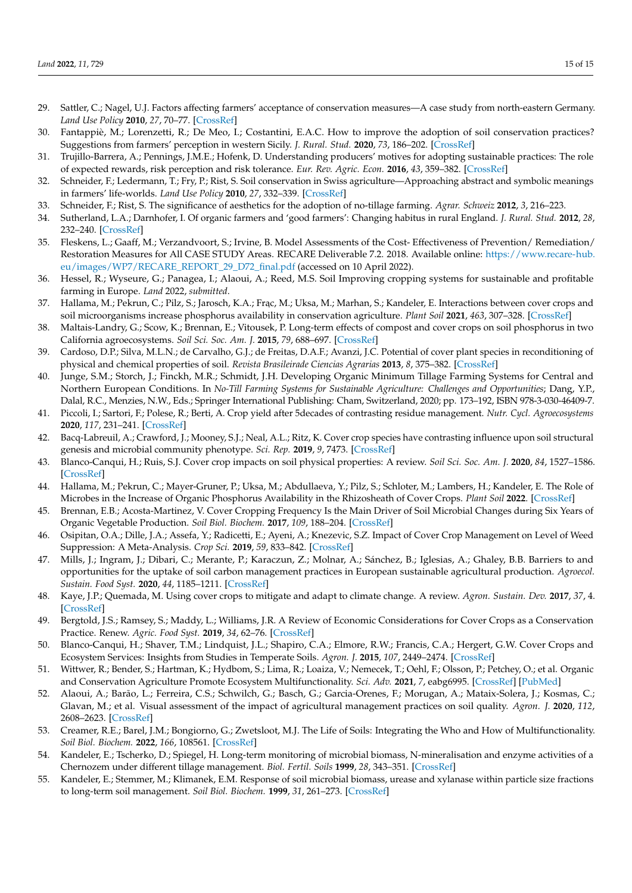29. Sattler, C.; Nagel, U.J. Factors affecting farmers' acceptance of conservation measures—A case study from north-eastern Germany. *Land Use Policy* **2010**, *27*, 70–77. [CrossRef]
30. Fantappiè, M.; Lorenzetti, R.; De Meo, I.; Costantini, E.A.C. How to improve the adoption of soil conservation practices? Suggestions from farmers' perception in western Sicily. *J. Rural. Stud.* **2020**, *73*, 186–202. [CrossRef]
31. Trujillo-Barrera, A.; Pennings, J.M.E.; Hofenk, D. Understanding producers' motives for adopting sustainable practices: The role of expected rewards, risk perception and risk tolerance. *Eur. Rev. Agric. Econ.* **2016**, *43*, 359–382. [CrossRef]
32. Schneider, F.; Ledermann, T.; Fry, P.; Rist, S. Soil conservation in Swiss agriculture—Approaching abstract and symbolic meanings in farmers' life-worlds. *Land Use Policy* **2010**, *27*, 332–339. [CrossRef]
33. Schneider, F.; Rist, S. The significance of aesthetics for the adoption of no-tillage farming. *Agrar. Schweiz* **2012**, *3*, 216–223.
34. Sutherland, L.A.; Darnhofer, I. Of organic farmers and 'good farmers': Changing habitus in rural England. *J. Rural. Stud.* **2012**, *28*, 232–240. [CrossRef]
35. Fleskens, L.; Gaaff, M.; Verzandvoort, S.; Irvine, B. Model Assessments of the Cost- Effectiveness of Prevention/ Remediation/ Restoration Measures for All CASE STUDY Areas. RECARE Deliverable 7.2. 2018. Available online: https://www.recare-hub.eu/images/WP7/RECARE_REPORT_29_D72_final.pdf (accessed on 10 April 2022).
36. Hessel, R.; Wyseure, G.; Panagea, I.; Alaoui, A.; Reed, M.S. Soil Improving cropping systems for sustainable and profitable farming in Europe. *Land* 2022, *submitted*.
37. Hallama, M.; Pekrun, C.; Pilz, S.; Jarosch, K.A.; Frąc, M.; Uksa, M.; Marhan, S.; Kandeler, E. Interactions between cover crops and soil microorganisms increase phosphorus availability in conservation agriculture. *Plant Soil* **2021**, *463*, 307–328. [CrossRef]
38. Maltais-Landry, G.; Scow, K.; Brennan, E.; Vitousek, P. Long-term effects of compost and cover crops on soil phosphorus in two California agroecosystems. *Soil Sci. Soc. Am. J.* **2015**, *79*, 688–697. [CrossRef]
39. Cardoso, D.P.; Silva, M.L.N.; de Carvalho, G.J.; de Freitas, D.A.F.; Avanzi, J.C. Potential of cover plant species in reconditioning of physical and chemical properties of soil. *Revista Brasileirade Ciencias Agrarias* **2013**, *8*, 375–382. [CrossRef]
40. Junge, S.M.; Storch, J.; Finckh, M.R.; Schmidt, J.H. Developing Organic Minimum Tillage Farming Systems for Central and Northern European Conditions. In *No-Till Farming Systems for Sustainable Agriculture: Challenges and Opportunities*; Dang, Y.P., Dalal, R.C., Menzies, N.W., Eds.; Springer International Publishing: Cham, Switzerland, 2020; pp. 173–192, ISBN 978-3-030-46409-7.
41. Piccoli, I.; Sartori, F.; Polese, R.; Berti, A. Crop yield after 5decades of contrasting residue management. *Nutr. Cycl. Agroecosystems* **2020**, *117*, 231–241. [CrossRef]
42. Bacq-Labreuil, A.; Crawford, J.; Mooney, S.J.; Neal, A.L.; Ritz, K. Cover crop species have contrasting influence upon soil structural genesis and microbial community phenotype. *Sci. Rep.* **2019**, *9*, 7473. [CrossRef]
43. Blanco-Canqui, H.; Ruis, S.J. Cover crop impacts on soil physical properties: A review. *Soil Sci. Soc. Am. J.* **2020**, *84*, 1527–1586. [CrossRef]
44. Hallama, M.; Pekrun, C.; Mayer-Gruner, P.; Uksa, M.; Abdullaeva, Y.; Pilz, S.; Schloter, M.; Lambers, H.; Kandeler, E. The Role of Microbes in the Increase of Organic Phosphorus Availability in the Rhizosheath of Cover Crops. *Plant Soil* **2022**. [CrossRef]
45. Brennan, E.B.; Acosta-Martinez, V. Cover Cropping Frequency Is the Main Driver of Soil Microbial Changes during Six Years of Organic Vegetable Production. *Soil Biol. Biochem.* **2017**, *109*, 188–204. [CrossRef]
46. Osipitan, O.A.; Dille, J.A.; Assefa, Y.; Radicetti, E.; Ayeni, A.; Knezevic, S.Z. Impact of Cover Crop Management on Level of Weed Suppression: A Meta-Analysis. *Crop Sci.* **2019**, *59*, 833–842. [CrossRef]
47. Mills, J.; Ingram, J.; Dibari, C.; Merante, P.; Karaczun, Z.; Molnar, A.; Sánchez, B.; Iglesias, A.; Ghaley, B.B. Barriers to and opportunities for the uptake of soil carbon management practices in European sustainable agricultural production. *Agroecol. Sustain. Food Syst.* **2020**, *44*, 1185–1211. [CrossRef]
48. Kaye, J.P.; Quemada, M. Using cover crops to mitigate and adapt to climate change. A review. *Agron. Sustain. Dev.* **2017**, *37*, 4. [CrossRef]
49. Bergtold, J.S.; Ramsey, S.; Maddy, L.; Williams, J.R. A Review of Economic Considerations for Cover Crops as a Conservation Practice. Renew. *Agric. Food Syst.* **2019**, *34*, 62–76. [CrossRef]
50. Blanco-Canqui, H.; Shaver, T.M.; Lindquist, J.L.; Shapiro, C.A.; Elmore, R.W.; Francis, C.A.; Hergert, G.W. Cover Crops and Ecosystem Services: Insights from Studies in Temperate Soils. *Agron. J.* **2015**, *107*, 2449–2474. [CrossRef]
51. Wittwer, R.; Bender, S.; Hartman, K.; Hydbom, S.; Lima, R.; Loaiza, V.; Nemecek, T.; Oehl, F.; Olsson, P.; Petchey, O.; et al. Organic and Conservation Agriculture Promote Ecosystem Multifunctionality. *Sci. Adv.* **2021**, *7*, eabg6995. [CrossRef] [PubMed]
52. Alaoui, A.; Barão, L.; Ferreira, C.S.; Schwilch, G.; Basch, G.; Garcia-Orenes, F.; Morugan, A.; Mataix-Solera, J.; Kosmas, C.; Glavan, M.; et al. Visual assessment of the impact of agricultural management practices on soil quality. *Agron. J.* **2020**, *112*, 2608–2623. [CrossRef]
53. Creamer, R.E.; Barel, J.M.; Bongiorno, G.; Zwetsloot, M.J. The Life of Soils: Integrating the Who and How of Multifunctionality. *Soil Biol. Biochem.* **2022**, *166*, 108561. [CrossRef]
54. Kandeler, E.; Tscherko, D.; Spiegel, H. Long-term monitoring of microbial biomass, N-mineralisation and enzyme activities of a Chernozem under different tillage management. *Biol. Fertil. Soils* **1999**, *28*, 343–351. [CrossRef]
55. Kandeler, E.; Stemmer, M.; Klimanek, E.M. Response of soil microbial biomass, urease and xylanase within particle size fractions to long-term soil management. *Soil Biol. Biochem.* **1999**, *31*, 261–273. [CrossRef]